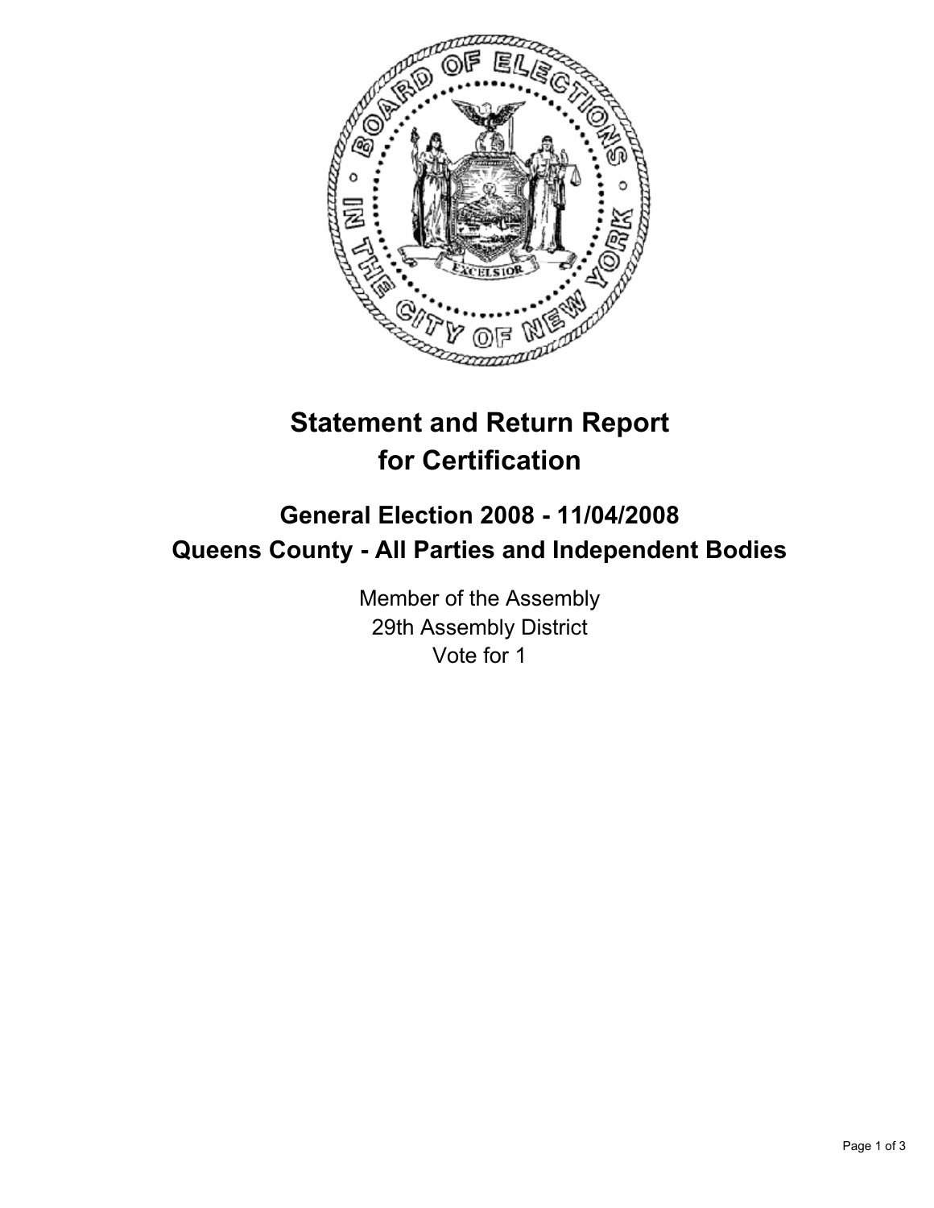# Statement and Return Report for Certification

## General Election 2008 - 11/04/2008
## Queens County - All Parties and Independent Bodies

Member of the Assembly
29th Assembly District
Vote for 1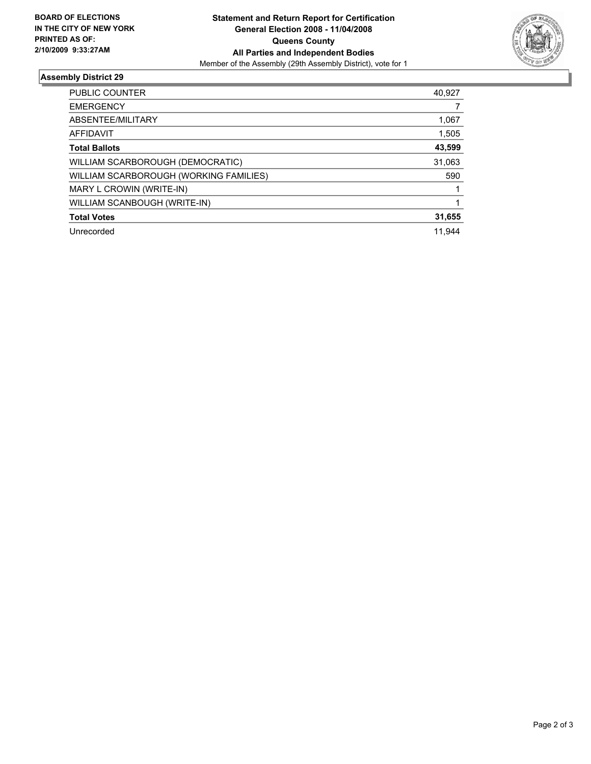**BOARD OF ELECTIONS IN THE CITY OF NEW YORK PRINTED AS OF: 2/10/2009 9:33:27AM**

# Statement and Return Report for Certification
## General Election 2008 - 11/04/2008
## Queens County
## All Parties and Independent Bodies

Member of the Assembly (29th Assembly District), vote for 1

### Assembly District 29

| | |
|---|---|
| PUBLIC COUNTER | 40,927 |
| EMERGENCY | 7 |
| ABSENTEE/MILITARY | 1,067 |
| AFFIDAVIT | 1,505 |
| **Total Ballots** | **43,599** |
| WILLIAM SCARBOROUGH (DEMOCRATIC) | 31,063 |
| WILLIAM SCARBOROUGH (WORKING FAMILIES) | 590 |
| MARY L CROWIN (WRITE-IN) | 1 |
| WILLIAM SCANBOUGH (WRITE-IN) | 1 |
| **Total Votes** | **31,655** |
| Unrecorded | 11,944 |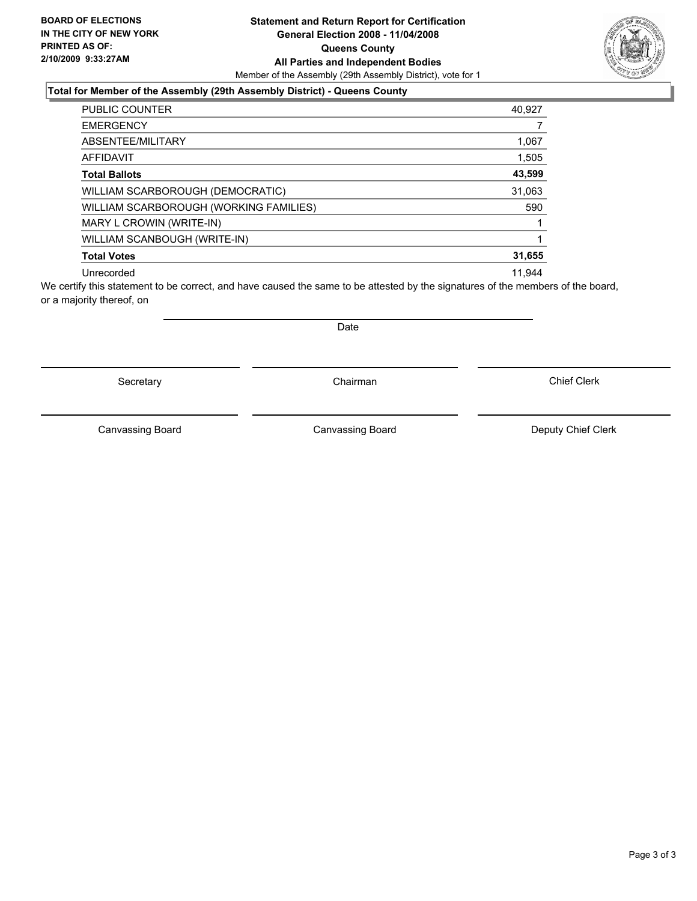**BOARD OF ELECTIONS IN THE CITY OF NEW YORK PRINTED AS OF: 2/10/2009 9:33:27AM**

**Statement and Return Report for Certification**
**General Election 2008 - 11/04/2008**
**Queens County**
**All Parties and Independent Bodies**
Member of the Assembly (29th Assembly District), vote for 1

### Total for Member of the Assembly (29th Assembly District) - Queens County

| | |
|---|---|
| PUBLIC COUNTER | 40,927 |
| EMERGENCY | 7 |
| ABSENTEE/MILITARY | 1,067 |
| AFFIDAVIT | 1,505 |
| **Total Ballots** | **43,599** |
| WILLIAM SCARBOROUGH (DEMOCRATIC) | 31,063 |
| WILLIAM SCARBOROUGH (WORKING FAMILIES) | 590 |
| MARY L CROWIN (WRITE-IN) | 1 |
| WILLIAM SCANBOUGH (WRITE-IN) | 1 |
| **Total Votes** | **31,655** |
| Unrecorded | 11,944 |

We certify this statement to be correct, and have caused the same to be attested by the signatures of the members of the board, or a majority thereof, on

Date

Secretary

Chairman

Chief Clerk

Canvassing Board

Canvassing Board

Deputy Chief Clerk